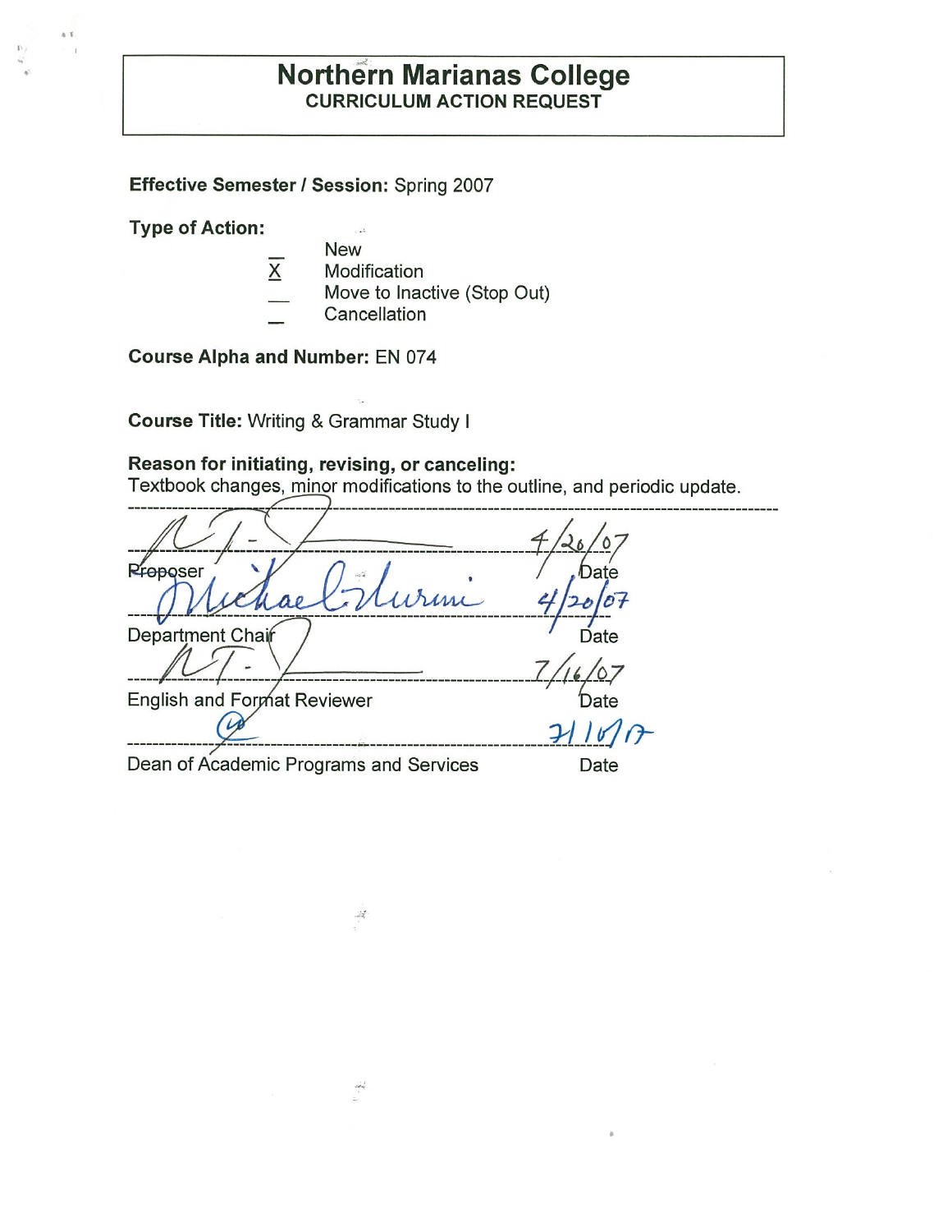# Northern Marianas College
## CURRICULUM ACTION REQUEST

**Effective Semester / Session:** Spring 2007

**Type of Action:**

- ___ New
- X Modification
- ___ Move to Inactive (Stop Out)
- ___ Cancellation

**Course Alpha and Number:** EN 074

**Course Title:** Writing & Grammar Study I

**Reason for initiating, revising, or canceling:**
Textbook changes, minor modifications to the outline, and periodic update.

---

| Signature | Date |
|---|---|
| Proposer | 4/26/07 |
| Department Chair | 4/20/07 |
| English and Format Reviewer | 7/16/07 |
| Dean of Academic Programs and Services | 7/16/07 |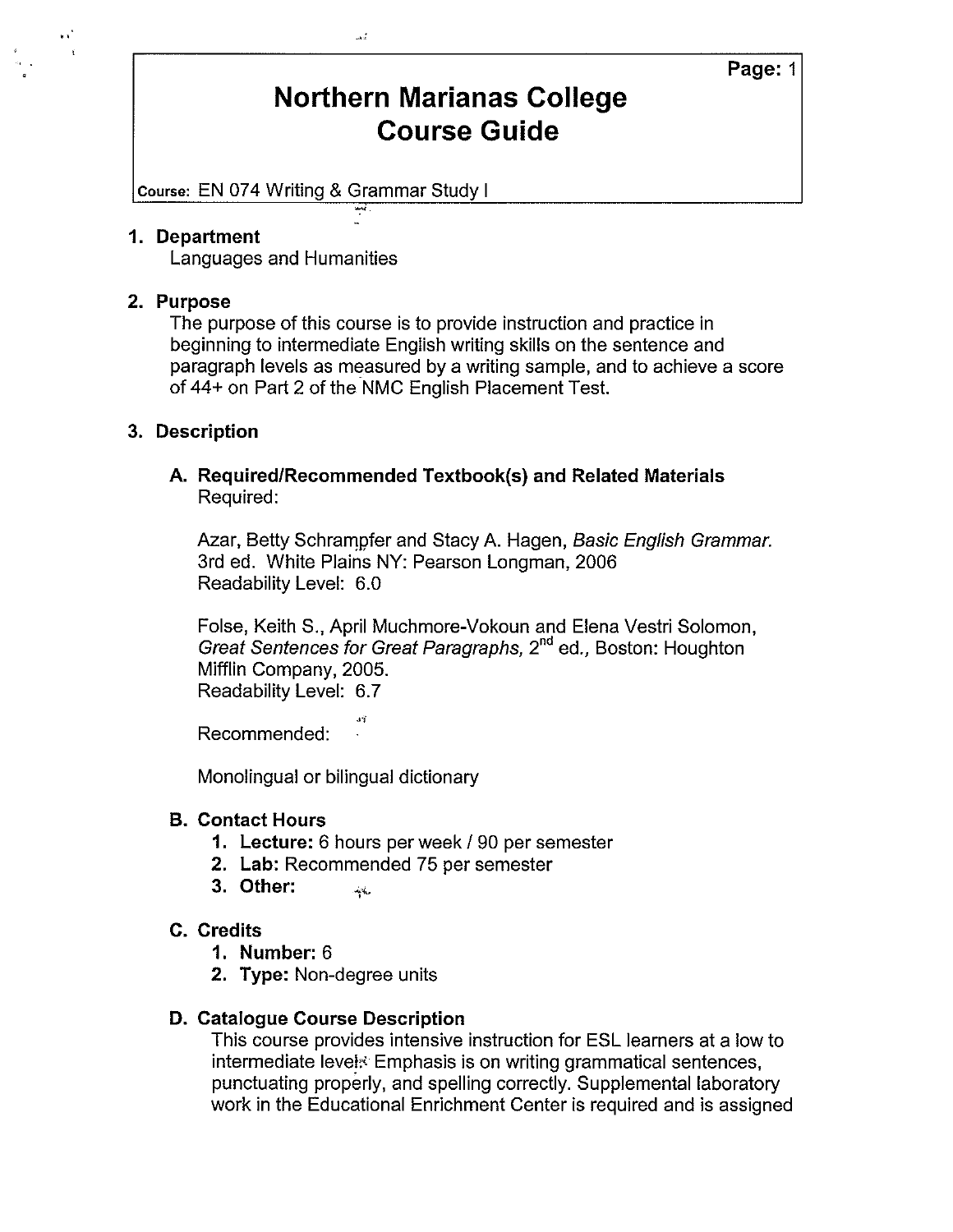# Northern Marianas College Course Guide

**Course:** EN 074 Writing & Grammar Study I

## 1. Department

Languages and Humanities

## 2. Purpose

The purpose of this course is to provide instruction and practice in beginning to intermediate English writing skills on the sentence and paragraph levels as measured by a writing sample, and to achieve a score of 44+ on Part 2 of the NMC English Placement Test.

## 3. Description

### A. Required/Recommended Textbook(s) and Related Materials

Required:

Azar, Betty Schrampfer and Stacy A. Hagen, *Basic English Grammar.* 3rd ed. White Plains NY: Pearson Longman, 2006
Readability Level: 6.0

Folse, Keith S., April Muchmore-Vokoun and Elena Vestri Solomon, *Great Sentences for Great Paragraphs,* 2nd ed., Boston: Houghton Mifflin Company, 2005.
Readability Level: 6.7

Recommended:

Monolingual or bilingual dictionary

### B. Contact Hours

1. **Lecture:** 6 hours per week / 90 per semester
2. **Lab:** Recommended 75 per semester
3. **Other:**

### C. Credits

1. **Number:** 6
2. **Type:** Non-degree units

### D. Catalogue Course Description

This course provides intensive instruction for ESL learners at a low to intermediate level. Emphasis is on writing grammatical sentences, punctuating properly, and spelling correctly. Supplemental laboratory work in the Educational Enrichment Center is required and is assigned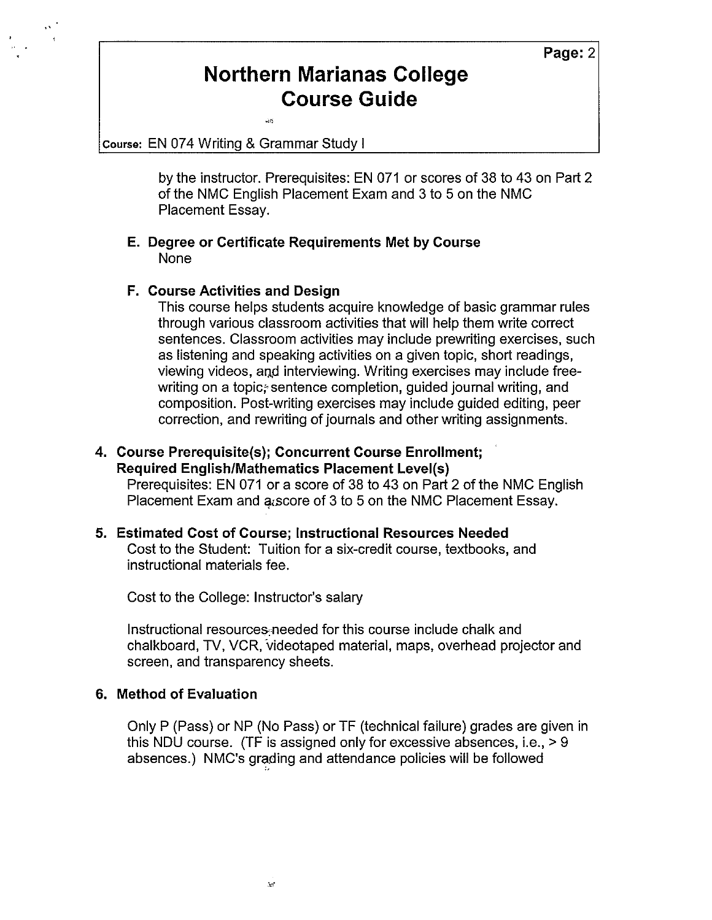by the instructor. Prerequisites: EN 071 or scores of 38 to 43 on Part 2 of the NMC English Placement Exam and 3 to 5 on the NMC Placement Essay.

**E. Degree or Certificate Requirements Met by Course**

None

**F. Course Activities and Design**

This course helps students acquire knowledge of basic grammar rules through various classroom activities that will help them write correct sentences. Classroom activities may include prewriting exercises, such as listening and speaking activities on a given topic, short readings, viewing videos, and interviewing. Writing exercises may include free-writing on a topic, sentence completion, guided journal writing, and composition. Post-writing exercises may include guided editing, peer correction, and rewriting of journals and other writing assignments.

## 4. Course Prerequisite(s); Concurrent Course Enrollment; Required English/Mathematics Placement Level(s)

Prerequisites: EN 071 or a score of 38 to 43 on Part 2 of the NMC English Placement Exam and a score of 3 to 5 on the NMC Placement Essay.

## 5. Estimated Cost of Course; Instructional Resources Needed

Cost to the Student: Tuition for a six-credit course, textbooks, and instructional materials fee.

Cost to the College: Instructor's salary

Instructional resources needed for this course include chalk and chalkboard, TV, VCR, videotaped material, maps, overhead projector and screen, and transparency sheets.

## 6. Method of Evaluation

Only P (Pass) or NP (No Pass) or TF (technical failure) grades are given in this NDU course. (TF is assigned only for excessive absences, i.e., > 9 absences.) NMC's grading and attendance policies will be followed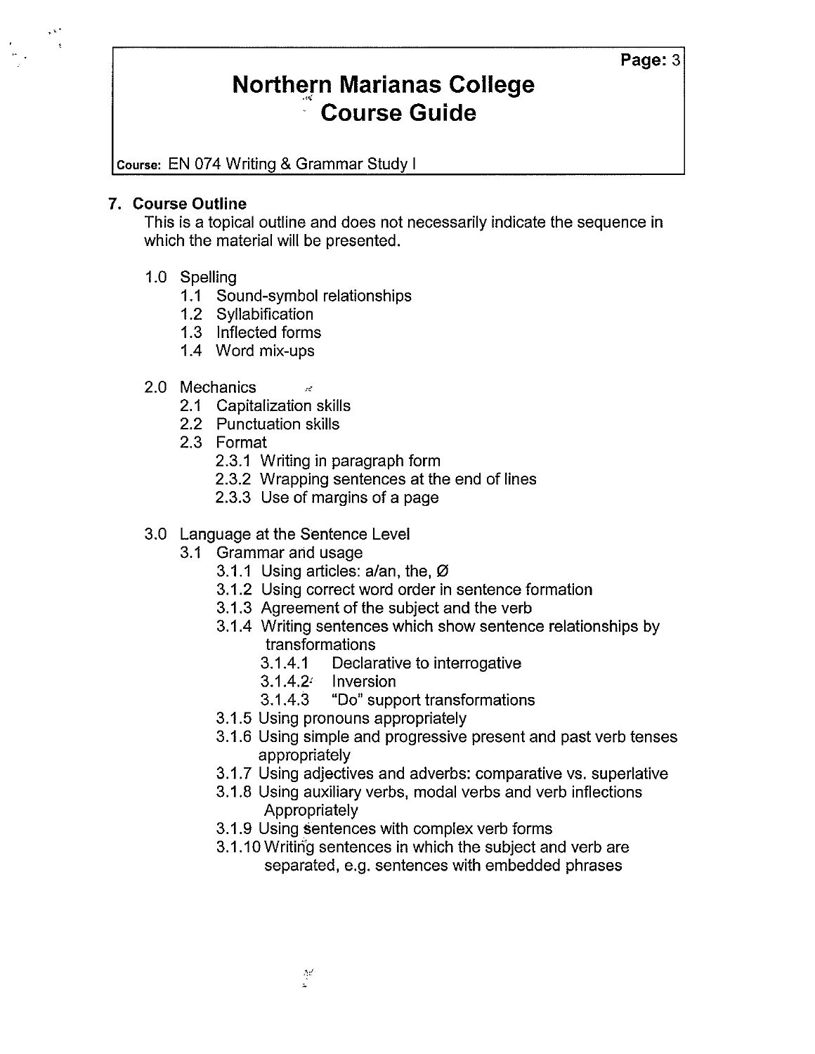# Northern Marianas College Course Guide

**Course:** EN 074 Writing & Grammar Study I

## 7. Course Outline

This is a topical outline and does not necessarily indicate the sequence in which the material will be presented.

- 1.0 Spelling
  - 1.1 Sound-symbol relationships
  - 1.2 Syllabification
  - 1.3 Inflected forms
  - 1.4 Word mix-ups
- 2.0 Mechanics
  - 2.1 Capitalization skills
  - 2.2 Punctuation skills
  - 2.3 Format
    - 2.3.1 Writing in paragraph form
    - 2.3.2 Wrapping sentences at the end of lines
    - 2.3.3 Use of margins of a page
- 3.0 Language at the Sentence Level
  - 3.1 Grammar and usage
    - 3.1.1 Using articles: a/an, the, Ø
    - 3.1.2 Using correct word order in sentence formation
    - 3.1.3 Agreement of the subject and the verb
    - 3.1.4 Writing sentences which show sentence relationships by transformations
      - 3.1.4.1 Declarative to interrogative
      - 3.1.4.2 Inversion
      - 3.1.4.3 "Do" support transformations
    - 3.1.5 Using pronouns appropriately
    - 3.1.6 Using simple and progressive present and past verb tenses appropriately
    - 3.1.7 Using adjectives and adverbs: comparative vs. superlative
    - 3.1.8 Using auxiliary verbs, modal verbs and verb inflections Appropriately
    - 3.1.9 Using sentences with complex verb forms
    - 3.1.10 Writing sentences in which the subject and verb are separated, e.g. sentences with embedded phrases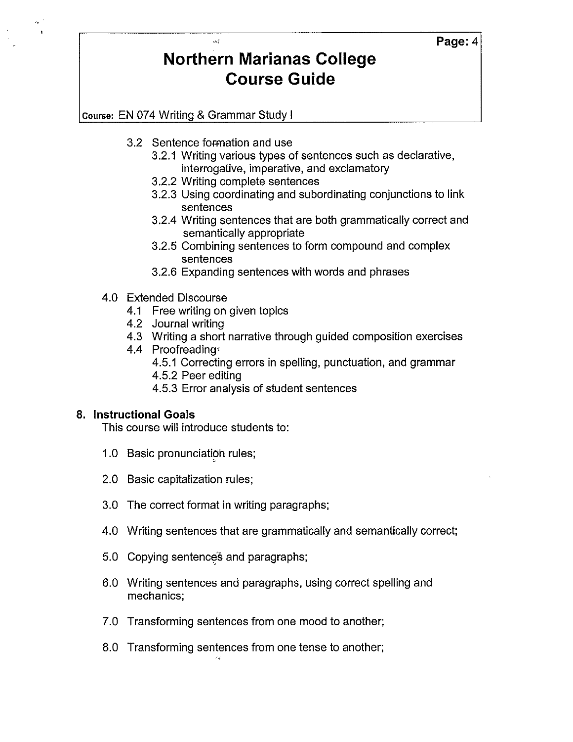- 3.2 Sentence formation and use
  - 3.2.1 Writing various types of sentences such as declarative, interrogative, imperative, and exclamatory
  - 3.2.2 Writing complete sentences
  - 3.2.3 Using coordinating and subordinating conjunctions to link sentences
  - 3.2.4 Writing sentences that are both grammatically correct and semantically appropriate
  - 3.2.5 Combining sentences to form compound and complex sentences
  - 3.2.6 Expanding sentences with words and phrases

- 4.0 Extended Discourse
  - 4.1 Free writing on given topics
  - 4.2 Journal writing
  - 4.3 Writing a short narrative through guided composition exercises
  - 4.4 Proofreading
    - 4.5.1 Correcting errors in spelling, punctuation, and grammar
    - 4.5.2 Peer editing
    - 4.5.3 Error analysis of student sentences

## 8. Instructional Goals

This course will introduce students to:

1.0 Basic pronunciation rules;

2.0 Basic capitalization rules;

3.0 The correct format in writing paragraphs;

4.0 Writing sentences that are grammatically and semantically correct;

5.0 Copying sentences and paragraphs;

6.0 Writing sentences and paragraphs, using correct spelling and mechanics;

7.0 Transforming sentences from one mood to another;

8.0 Transforming sentences from one tense to another;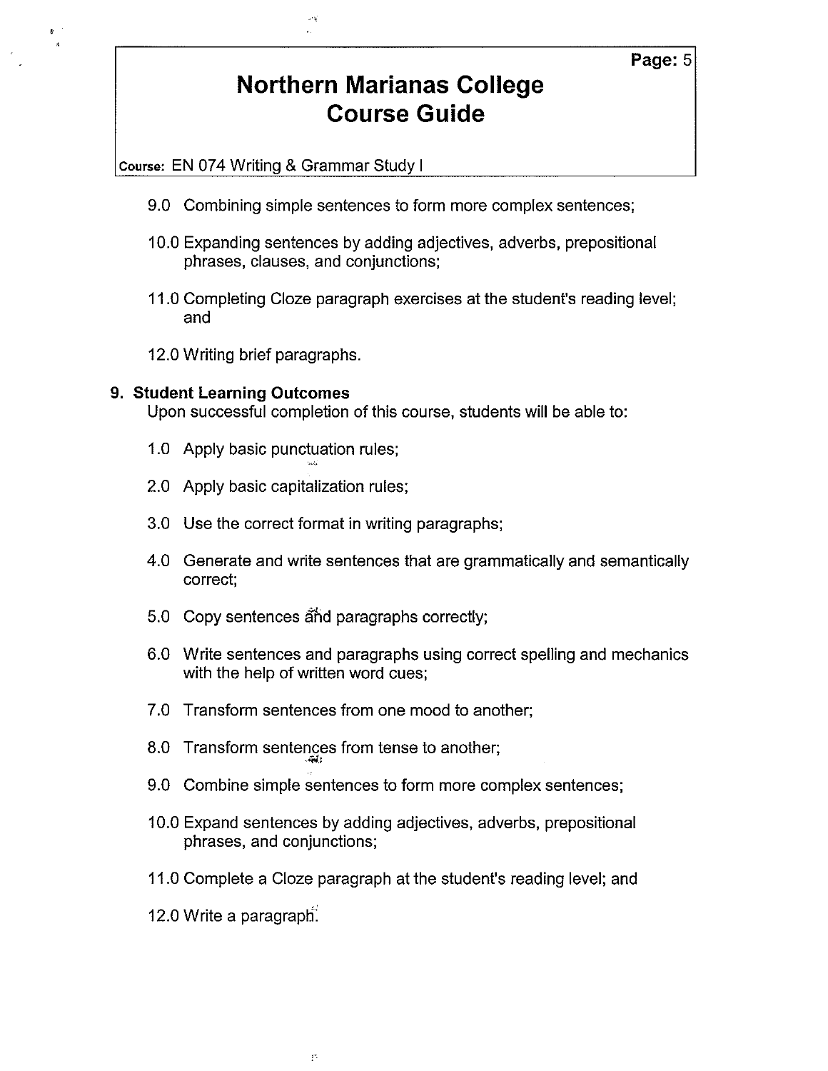9.0 Combining simple sentences to form more complex sentences;

10.0 Expanding sentences by adding adjectives, adverbs, prepositional phrases, clauses, and conjunctions;

11.0 Completing Cloze paragraph exercises at the student's reading level; and

12.0 Writing brief paragraphs.

## 9. Student Learning Outcomes

Upon successful completion of this course, students will be able to:

1.0 Apply basic punctuation rules;

2.0 Apply basic capitalization rules;

3.0 Use the correct format in writing paragraphs;

4.0 Generate and write sentences that are grammatically and semantically correct;

5.0 Copy sentences and paragraphs correctly;

6.0 Write sentences and paragraphs using correct spelling and mechanics with the help of written word cues;

7.0 Transform sentences from one mood to another;

8.0 Transform sentences from tense to another;

9.0 Combine simple sentences to form more complex sentences;

10.0 Expand sentences by adding adjectives, adverbs, prepositional phrases, and conjunctions;

11.0 Complete a Cloze paragraph at the student's reading level; and

12.0 Write a paragraph.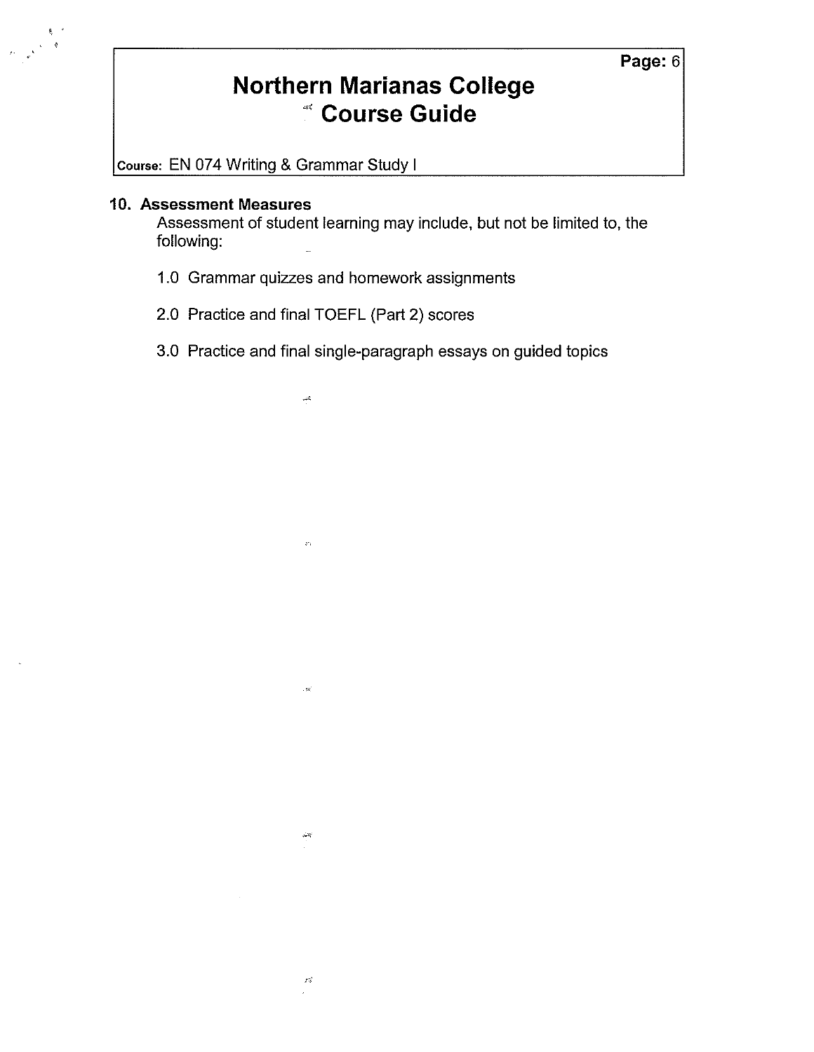## 10. Assessment Measures

Assessment of student learning may include, but not be limited to, the following:

1.0 Grammar quizzes and homework assignments

2.0 Practice and final TOEFL (Part 2) scores

3.0 Practice and final single-paragraph essays on guided topics